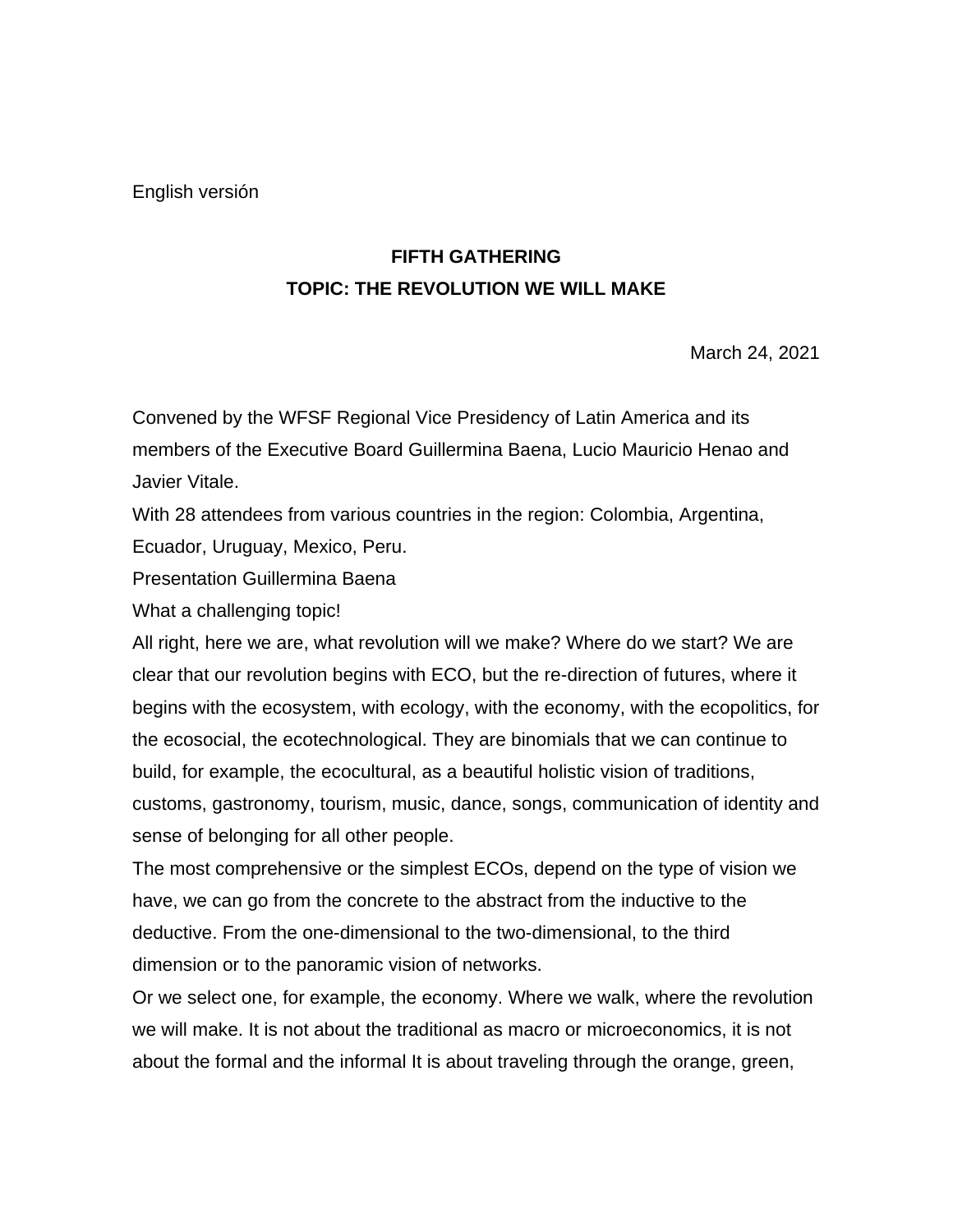English versión

**FIFTH GATHERING**

**TOPIC: THE REVOLUTION WE WILL MAKE**

March 24, 2021

Convened by the WFSF Regional Vice Presidency of Latin America and its members of the Executive Board Guillermina Baena, Lucio Mauricio Henao and Javier Vitale.

With 28 attendees from various countries in the region: Colombia, Argentina, Ecuador, Uruguay, Mexico, Peru.

Presentation Guillermina Baena

What a challenging topic!

All right, here we are, what revolution will we make? Where do we start? We are clear that our revolution begins with ECO, but the re-direction of futures, where it begins with the ecosystem, with ecology, with the economy, with the ecopolitics, for the ecosocial, the ecotechnological. They are binomials that we can continue to build, for example, the ecocultural, as a beautiful holistic vision of traditions, customs, gastronomy, tourism, music, dance, songs, communication of identity and sense of belonging for all other people.

The most comprehensive or the simplest ECOs, depend on the type of vision we have, we can go from the concrete to the abstract from the inductive to the deductive. From the one-dimensional to the two-dimensional, to the third dimension or to the panoramic vision of networks.

Or we select one, for example, the economy. Where we walk, where the revolution we will make. It is not about the traditional as macro or microeconomics, it is not about the formal and the informal It is about traveling through the orange, green,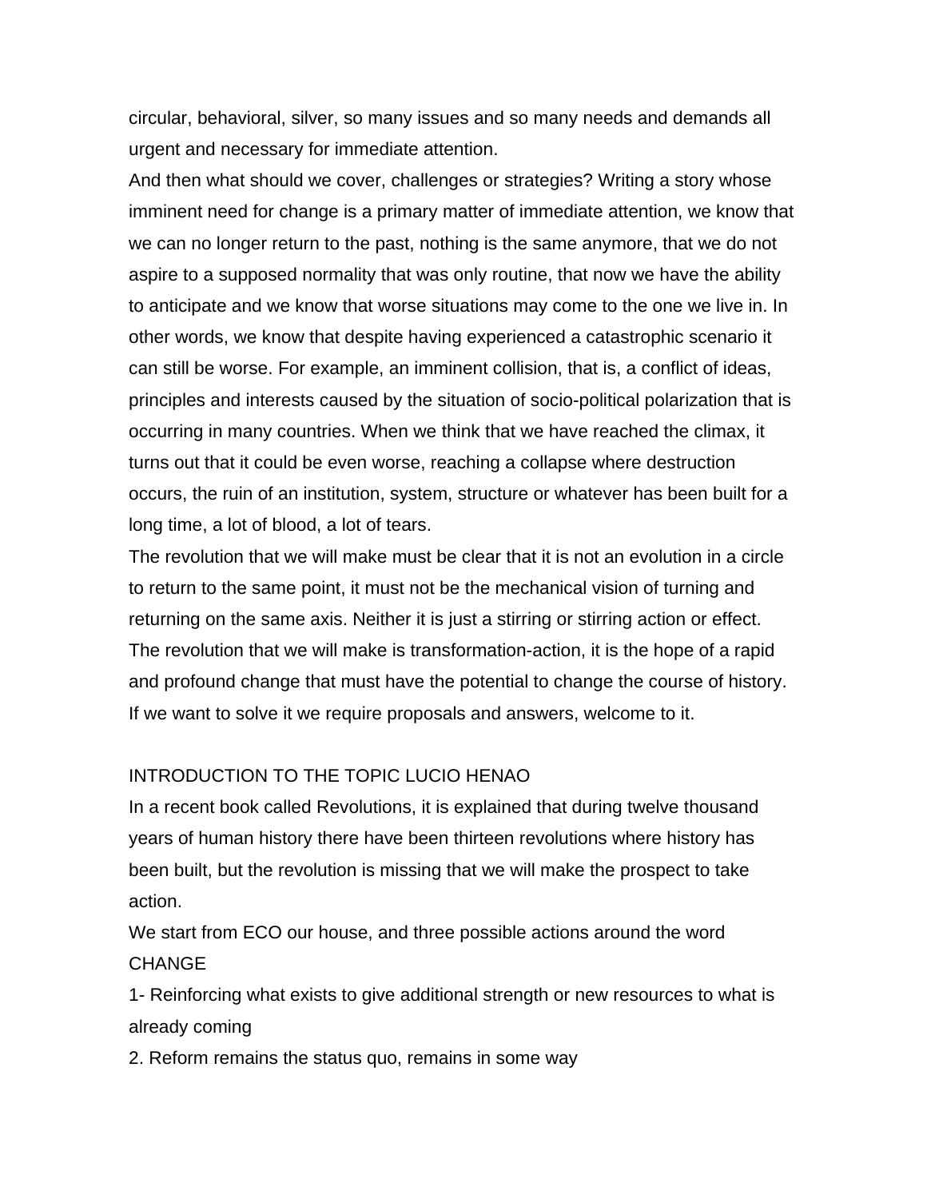circular, behavioral, silver, so many issues and so many needs and demands all urgent and necessary for immediate attention.

And then what should we cover, challenges or strategies? Writing a story whose imminent need for change is a primary matter of immediate attention, we know that we can no longer return to the past, nothing is the same anymore, that we do not aspire to a supposed normality that was only routine, that now we have the ability to anticipate and we know that worse situations may come to the one we live in. In other words, we know that despite having experienced a catastrophic scenario it can still be worse. For example, an imminent collision, that is, a conflict of ideas, principles and interests caused by the situation of socio-political polarization that is occurring in many countries. When we think that we have reached the climax, it turns out that it could be even worse, reaching a collapse where destruction occurs, the ruin of an institution, system, structure or whatever has been built for a long time, a lot of blood, a lot of tears.

The revolution that we will make must be clear that it is not an evolution in a circle to return to the same point, it must not be the mechanical vision of turning and returning on the same axis. Neither it is just a stirring or stirring action or effect. The revolution that we will make is transformation-action, it is the hope of a rapid and profound change that must have the potential to change the course of history. If we want to solve it we require proposals and answers, welcome to it.

## INTRODUCTION TO THE TOPIC LUCIO HENAO

In a recent book called Revolutions, it is explained that during twelve thousand years of human history there have been thirteen revolutions where history has been built, but the revolution is missing that we will make the prospect to take action.

We start from ECO our house, and three possible actions around the word CHANGE

1- Reinforcing what exists to give additional strength or new resources to what is already coming

2. Reform remains the status quo, remains in some way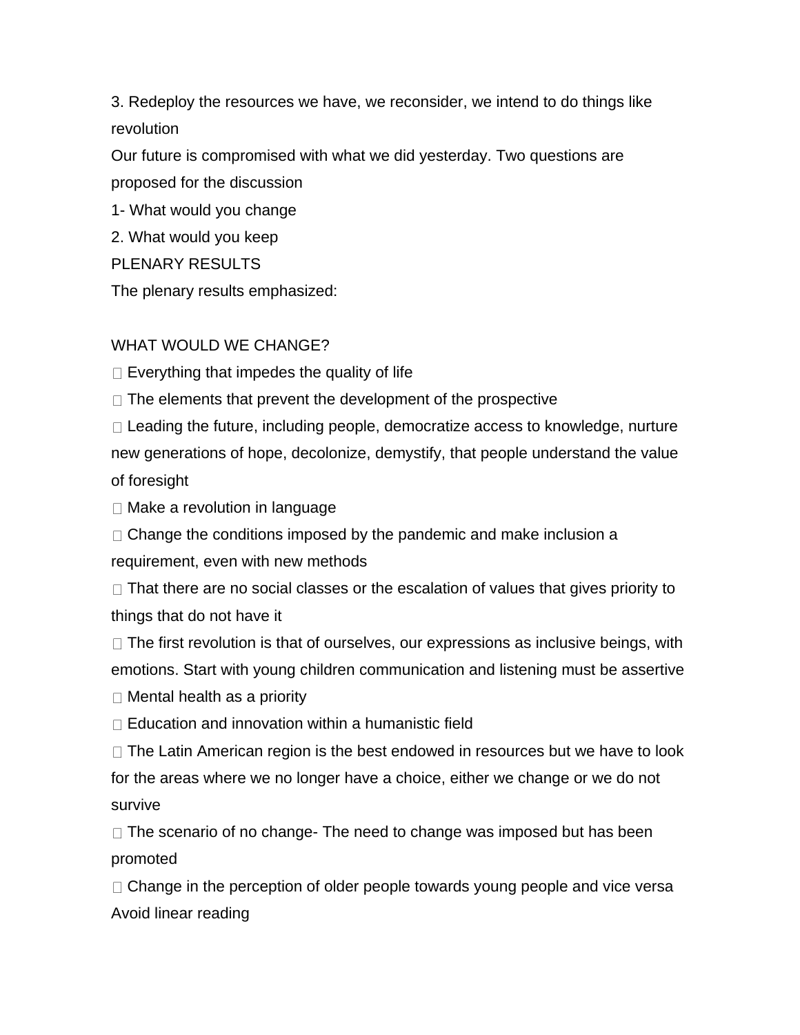3. Redeploy the resources we have, we reconsider, we intend to do things like revolution

Our future is compromised with what we did yesterday. Two questions are proposed for the discussion

1- What would you change

2. What would you keep

PLENARY RESULTS

The plenary results emphasized:

WHAT WOULD WE CHANGE?

- Everything that impedes the quality of life
- The elements that prevent the development of the prospective
- Leading the future, including people, democratize access to knowledge, nurture new generations of hope, decolonize, demystify, that people understand the value of foresight
- Make a revolution in language
- Change the conditions imposed by the pandemic and make inclusion a requirement, even with new methods
- That there are no social classes or the escalation of values that gives priority to things that do not have it
- The first revolution is that of ourselves, our expressions as inclusive beings, with emotions. Start with young children communication and listening must be assertive
- Mental health as a priority
- Education and innovation within a humanistic field
- The Latin American region is the best endowed in resources but we have to look for the areas where we no longer have a choice, either we change or we do not survive
- The scenario of no change- The need to change was imposed but has been promoted
- Change in the perception of older people towards young people and vice versa Avoid linear reading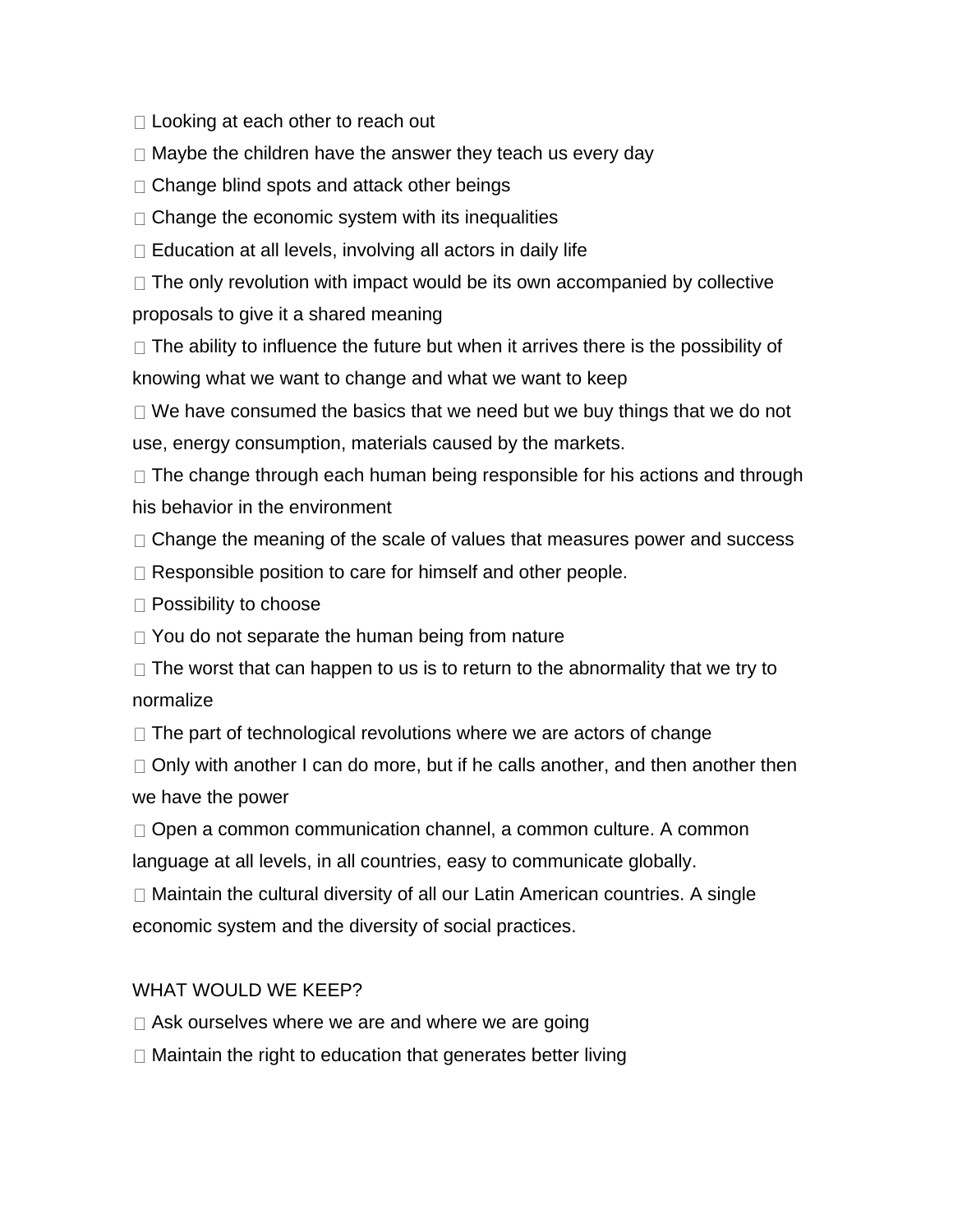- Looking at each other to reach out
- Maybe the children have the answer they teach us every day
- Change blind spots and attack other beings
- Change the economic system with its inequalities
- Education at all levels, involving all actors in daily life
- The only revolution with impact would be its own accompanied by collective proposals to give it a shared meaning
- The ability to influence the future but when it arrives there is the possibility of knowing what we want to change and what we want to keep
- We have consumed the basics that we need but we buy things that we do not use, energy consumption, materials caused by the markets.
- The change through each human being responsible for his actions and through his behavior in the environment
- Change the meaning of the scale of values that measures power and success
- Responsible position to care for himself and other people.
- Possibility to choose
- You do not separate the human being from nature
- The worst that can happen to us is to return to the abnormality that we try to normalize
- The part of technological revolutions where we are actors of change
- Only with another I can do more, but if he calls another, and then another then we have the power
- Open a common communication channel, a common culture. A common language at all levels, in all countries, easy to communicate globally.
- Maintain the cultural diversity of all our Latin American countries. A single economic system and the diversity of social practices.

WHAT WOULD WE KEEP?

- Ask ourselves where we are and where we are going
- Maintain the right to education that generates better living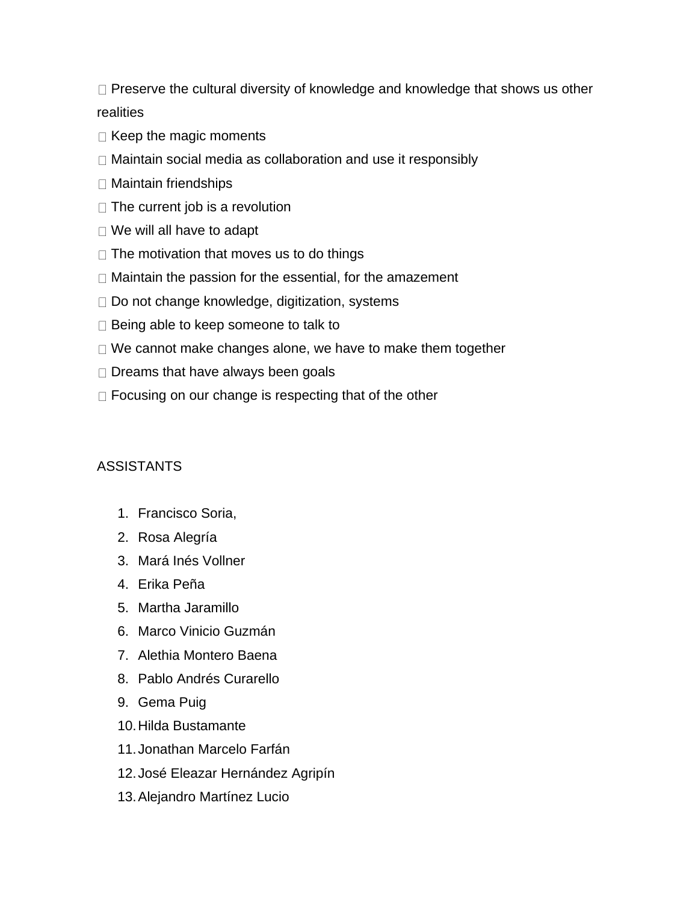-  Preserve the cultural diversity of knowledge and knowledge that shows us other realities
-  Keep the magic moments
-  Maintain social media as collaboration and use it responsibly
-  Maintain friendships
-  The current job is a revolution
-  We will all have to adapt
-  The motivation that moves us to do things
-  Maintain the passion for the essential, for the amazement
-  Do not change knowledge, digitization, systems
-  Being able to keep someone to talk to
-  We cannot make changes alone, we have to make them together
-  Dreams that have always been goals
-  Focusing on our change is respecting that of the other

ASSISTANTS

1. Francisco Soria,
2. Rosa Alegría
3. Mará Inés Vollner
4. Erika Peña
5. Martha Jaramillo
6. Marco Vinicio Guzmán
7. Alethia Montero Baena
8. Pablo Andrés Curarello
9. Gema Puig
10. Hilda Bustamante
11. Jonathan Marcelo Farfán
12. José Eleazar Hernández Agripín
13. Alejandro Martínez Lucio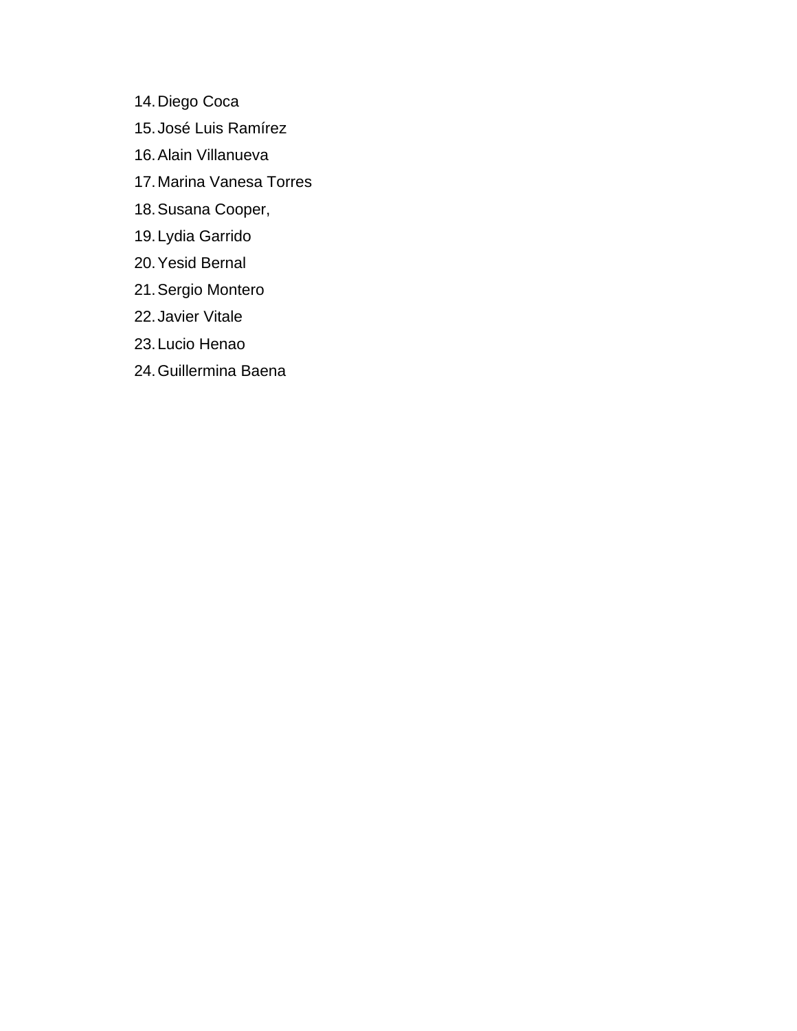14. Diego Coca
15. José Luis Ramírez
16. Alain Villanueva
17. Marina Vanesa Torres
18. Susana Cooper,
19. Lydia Garrido
20. Yesid Bernal
21. Sergio Montero
22. Javier Vitale
23. Lucio Henao
24. Guillermina Baena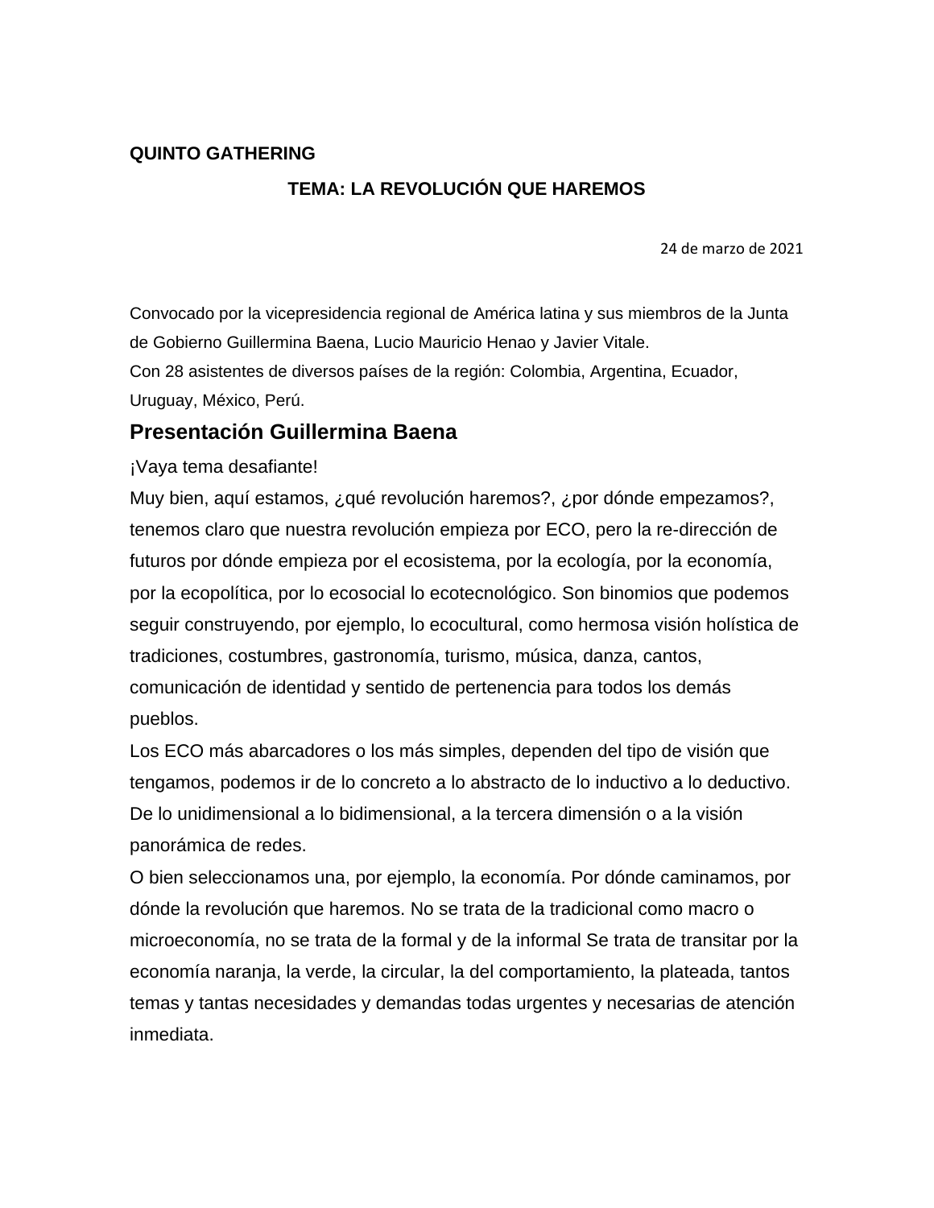**QUINTO GATHERING**

**TEMA: LA REVOLUCIÓN QUE HAREMOS**

24 de marzo de 2021

Convocado por la vicepresidencia regional de América latina y sus miembros de la Junta de Gobierno Guillermina Baena, Lucio Mauricio Henao y Javier Vitale.
Con 28 asistentes de diversos países de la región: Colombia, Argentina, Ecuador, Uruguay, México, Perú.

## Presentación Guillermina Baena

¡Vaya tema desafiante!
Muy bien, aquí estamos, ¿qué revolución haremos?, ¿por dónde empezamos?, tenemos claro que nuestra revolución empieza por ECO, pero la re-dirección de futuros por dónde empieza por el ecosistema, por la ecología, por la economía, por la ecopolítica, por lo ecosocial lo ecotecnológico. Son binomios que podemos seguir construyendo, por ejemplo, lo ecocultural, como hermosa visión holística de tradiciones, costumbres, gastronomía, turismo, música, danza, cantos, comunicación de identidad y sentido de pertenencia para todos los demás pueblos.
Los ECO más abarcadores o los más simples, dependen del tipo de visión que tengamos, podemos ir de lo concreto a lo abstracto de lo inductivo a lo deductivo. De lo unidimensional a lo bidimensional, a la tercera dimensión o a la visión panorámica de redes.
O bien seleccionamos una, por ejemplo, la economía. Por dónde caminamos, por dónde la revolución que haremos. No se trata de la tradicional como macro o microeconomía, no se trata de la formal y de la informal Se trata de transitar por la economía naranja, la verde, la circular, la del comportamiento, la plateada, tantos temas y tantas necesidades y demandas todas urgentes y necesarias de atención inmediata.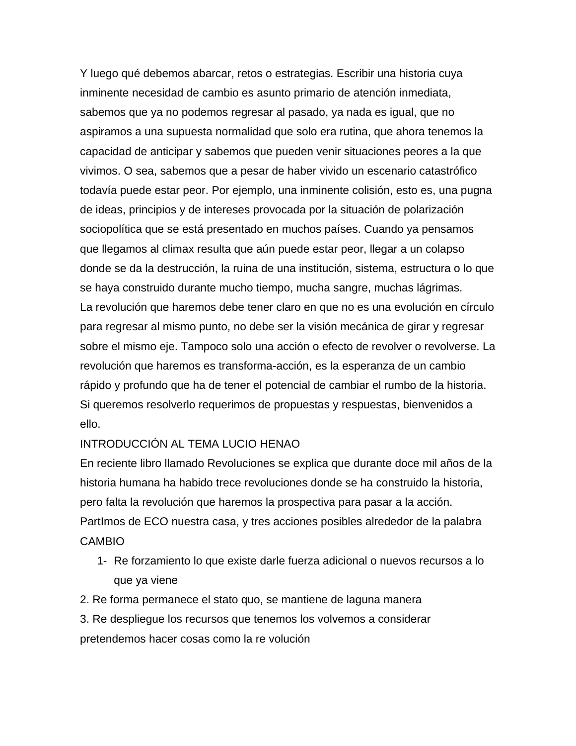Y luego qué debemos abarcar, retos o estrategias. Escribir una historia cuya inminente necesidad de cambio es asunto primario de atención inmediata, sabemos que ya no podemos regresar al pasado, ya nada es igual, que no aspiramos a una supuesta normalidad que solo era rutina, que ahora tenemos la capacidad de anticipar y sabemos que pueden venir situaciones peores a la que vivimos. O sea, sabemos que a pesar de haber vivido un escenario catastrófico todavía puede estar peor. Por ejemplo, una inminente colisión, esto es, una pugna de ideas, principios y de intereses provocada por la situación de polarización sociopolítica que se está presentado en muchos países. Cuando ya pensamos que llegamos al climax resulta que aún puede estar peor, llegar a un colapso donde se da la destrucción, la ruina de una institución, sistema, estructura o lo que se haya construido durante mucho tiempo, mucha sangre, muchas lágrimas.
La revolución que haremos debe tener claro en que no es una evolución en círculo para regresar al mismo punto, no debe ser la visión mecánica de girar y regresar sobre el mismo eje. Tampoco solo una acción o efecto de revolver o revolverse. La revolución que haremos es transforma-acción, es la esperanza de un cambio rápido y profundo que ha de tener el potencial de cambiar el rumbo de la historia. Si queremos resolverlo requerimos de propuestas y respuestas, bienvenidos a ello.

INTRODUCCIÓN AL TEMA LUCIO HENAO

En reciente libro llamado Revoluciones se explica que durante doce mil años de la historia humana ha habido trece revoluciones donde se ha construido la historia, pero falta la revolución que haremos la prospectiva para pasar a la acción. PartImos de ECO nuestra casa, y tres acciones posibles alrededor de la palabra CAMBIO

1- Re forzamiento lo que existe darle fuerza adicional o nuevos recursos a lo que ya viene

2. Re forma permanece el stato quo, se mantiene de laguna manera

3. Re despliegue los recursos que tenemos los volvemos a considerar pretendemos hacer cosas como la re volución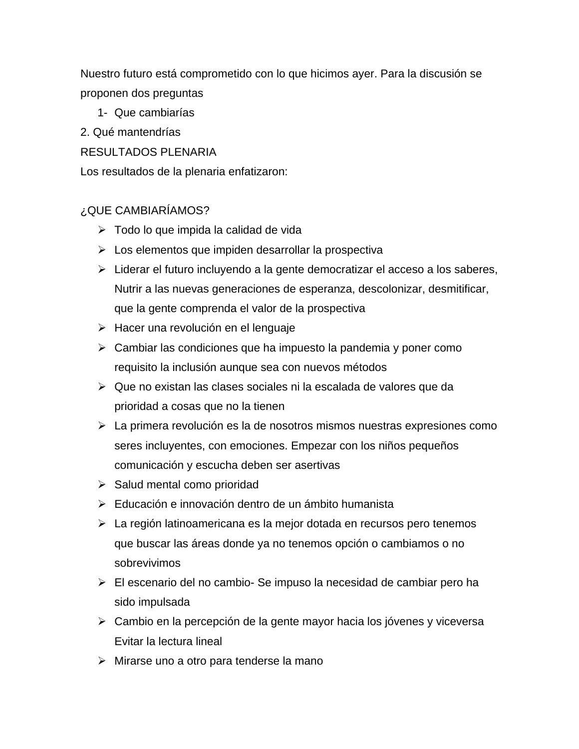Nuestro futuro está comprometido con lo que hicimos ayer. Para la discusión se proponen dos preguntas

1- Que cambiarías

2. Qué mantendrías

RESULTADOS PLENARIA

Los resultados de la plenaria enfatizaron:

¿QUE CAMBIARÍAMOS?

- Todo lo que impida la calidad de vida
- Los elementos que impiden desarrollar la prospectiva
- Liderar el futuro incluyendo a la gente democratizar el acceso a los saberes, Nutrir a las nuevas generaciones de esperanza, descolonizar, desmitificar, que la gente comprenda el valor de la prospectiva
- Hacer una revolución en el lenguaje
- Cambiar las condiciones que ha impuesto la pandemia y poner como requisito la inclusión aunque sea con nuevos métodos
- Que no existan las clases sociales ni la escalada de valores que da prioridad a cosas que no la tienen
- La primera revolución es la de nosotros mismos nuestras expresiones como seres incluyentes, con emociones. Empezar con los niños pequeños comunicación y escucha deben ser asertivas
- Salud mental como prioridad
- Educación e innovación dentro de un ámbito humanista
- La región latinoamericana es la mejor dotada en recursos pero tenemos que buscar las áreas donde ya no tenemos opción o cambiamos o no sobrevivimos
- El escenario del no cambio- Se impuso la necesidad de cambiar pero ha sido impulsada
- Cambio en la percepción de la gente mayor hacia los jóvenes y viceversa Evitar la lectura lineal
- Mirarse uno a otro para tenderse la mano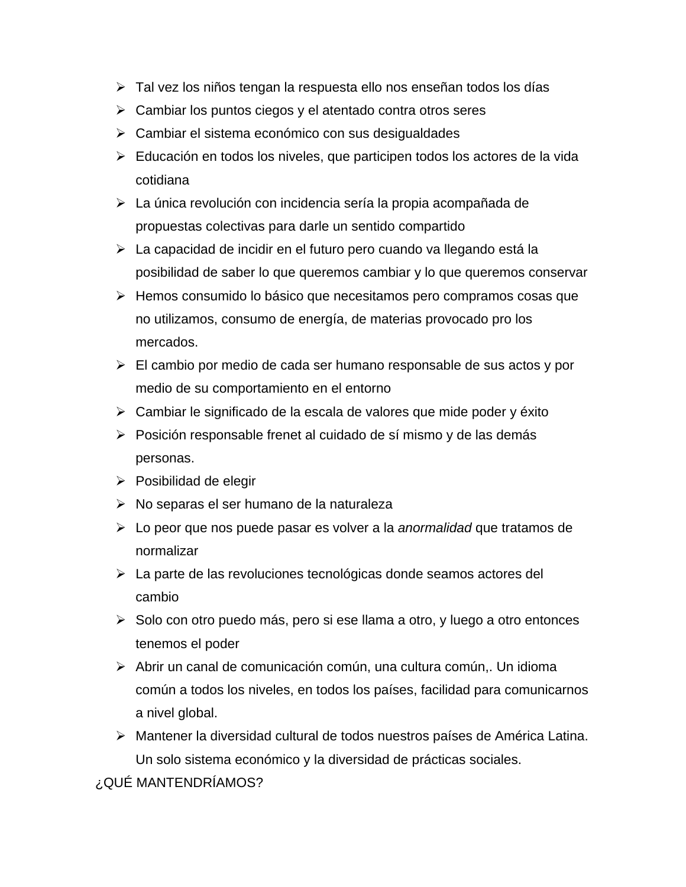- Tal vez los niños tengan la respuesta ello nos enseñan todos los días
- Cambiar los puntos ciegos y el atentado contra otros seres
- Cambiar el sistema económico con sus desigualdades
- Educación en todos los niveles, que participen todos los actores de la vida cotidiana
- La única revolución con incidencia sería la propia acompañada de propuestas colectivas para darle un sentido compartido
- La capacidad de incidir en el futuro pero cuando va llegando está la posibilidad de saber lo que queremos cambiar y lo que queremos conservar
- Hemos consumido lo básico que necesitamos pero compramos cosas que no utilizamos, consumo de energía, de materias provocado pro los mercados.
- El cambio por medio de cada ser humano responsable de sus actos y por medio de su comportamiento en el entorno
- Cambiar le significado de la escala de valores que mide poder y éxito
- Posición responsable frenet al cuidado de sí mismo y de las demás personas.
- Posibilidad de elegir
- No separas el ser humano de la naturaleza
- Lo peor que nos puede pasar es volver a la *anormalidad* que tratamos de normalizar
- La parte de las revoluciones tecnológicas donde seamos actores del cambio
- Solo con otro puedo más, pero si ese llama a otro, y luego a otro entonces tenemos el poder
- Abrir un canal de comunicación común, una cultura común,. Un idioma común a todos los niveles, en todos los países, facilidad para comunicarnos a nivel global.
- Mantener la diversidad cultural de todos nuestros países de América Latina. Un solo sistema económico y la diversidad de prácticas sociales.

¿QUÉ MANTENDRÍAMOS?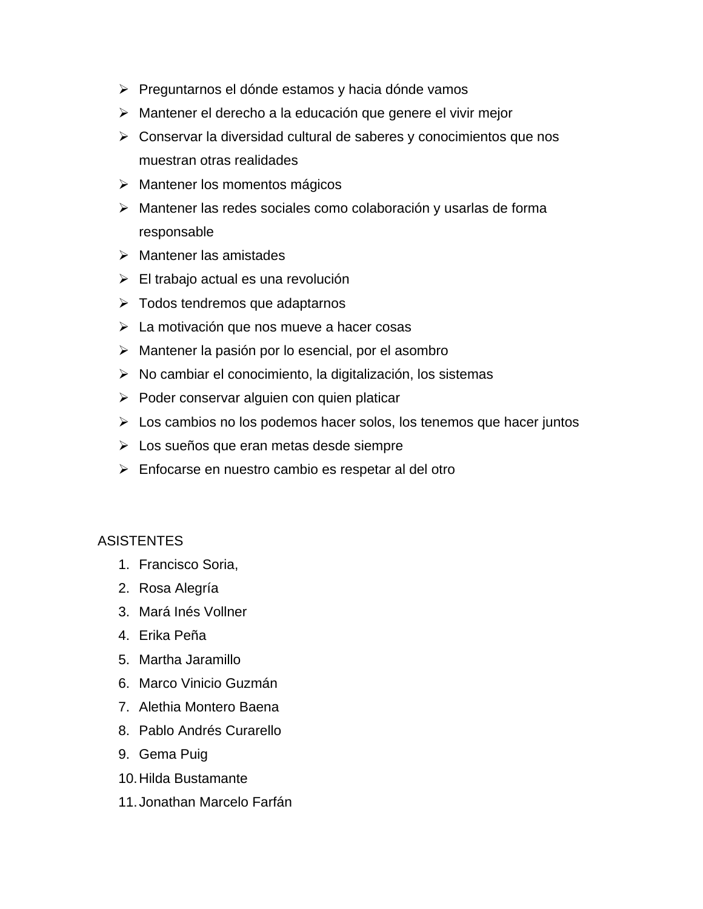- Preguntarnos el dónde estamos y hacia dónde vamos
- Mantener el derecho a la educación que genere el vivir mejor
- Conservar la diversidad cultural de saberes y conocimientos que nos muestran otras realidades
- Mantener los momentos mágicos
- Mantener las redes sociales como colaboración y usarlas de forma responsable
- Mantener las amistades
- El trabajo actual es una revolución
- Todos tendremos que adaptarnos
- La motivación que nos mueve a hacer cosas
- Mantener la pasión por lo esencial, por el asombro
- No cambiar el conocimiento, la digitalización, los sistemas
- Poder conservar alguien con quien platicar
- Los cambios no los podemos hacer solos, los tenemos que hacer juntos
- Los sueños que eran metas desde siempre
- Enfocarse en nuestro cambio es respetar al del otro

ASISTENTES

1. Francisco Soria,
2. Rosa Alegría
3. Mará Inés Vollner
4. Erika Peña
5. Martha Jaramillo
6. Marco Vinicio Guzmán
7. Alethia Montero Baena
8. Pablo Andrés Curarello
9. Gema Puig
10. Hilda Bustamante
11. Jonathan Marcelo Farfán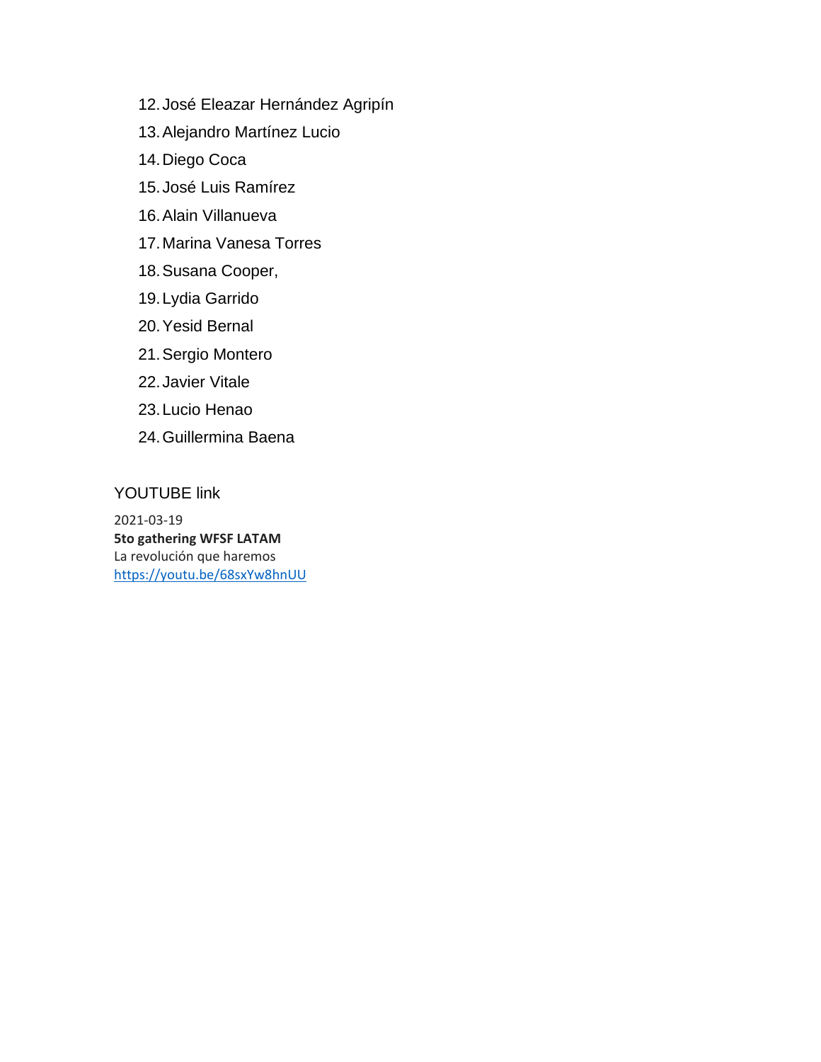12. José Eleazar Hernández Agripín
13. Alejandro Martínez Lucio
14. Diego Coca
15. José Luis Ramírez
16. Alain Villanueva
17. Marina Vanesa Torres
18. Susana Cooper,
19. Lydia Garrido
20. Yesid Bernal
21. Sergio Montero
22. Javier Vitale
23. Lucio Henao
24. Guillermina Baena

YOUTUBE link

2021-03-19
**5to gathering WFSF LATAM**
La revolución que haremos
https://youtu.be/68sxYw8hnUU